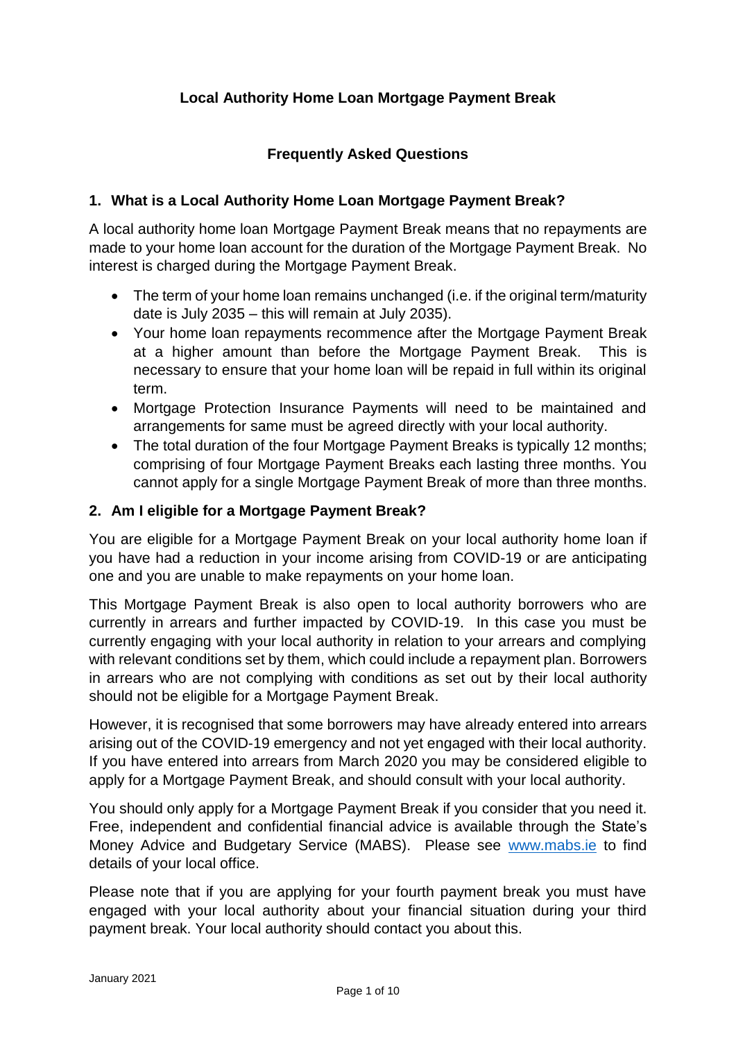# Local Authority Home Loan Mortgage Payment Break

## Frequently Asked Questions

### 1. What is a Local Authority Home Loan Mortgage Payment Break?

A local authority home loan Mortgage Payment Break means that no repayments are made to your home loan account for the duration of the Mortgage Payment Break. No interest is charged during the Mortgage Payment Break.

- The term of your home loan remains unchanged (i.e. if the original term/maturity date is July 2035 – this will remain at July 2035).
- Your home loan repayments recommence after the Mortgage Payment Break at a higher amount than before the Mortgage Payment Break. This is necessary to ensure that your home loan will be repaid in full within its original term.
- Mortgage Protection Insurance Payments will need to be maintained and arrangements for same must be agreed directly with your local authority.
- The total duration of the four Mortgage Payment Breaks is typically 12 months; comprising of four Mortgage Payment Breaks each lasting three months. You cannot apply for a single Mortgage Payment Break of more than three months.

### 2. Am I eligible for a Mortgage Payment Break?

You are eligible for a Mortgage Payment Break on your local authority home loan if you have had a reduction in your income arising from COVID-19 or are anticipating one and you are unable to make repayments on your home loan.

This Mortgage Payment Break is also open to local authority borrowers who are currently in arrears and further impacted by COVID-19. In this case you must be currently engaging with your local authority in relation to your arrears and complying with relevant conditions set by them, which could include a repayment plan. Borrowers in arrears who are not complying with conditions as set out by their local authority should not be eligible for a Mortgage Payment Break.

However, it is recognised that some borrowers may have already entered into arrears arising out of the COVID-19 emergency and not yet engaged with their local authority. If you have entered into arrears from March 2020 you may be considered eligible to apply for a Mortgage Payment Break, and should consult with your local authority.

You should only apply for a Mortgage Payment Break if you consider that you need it. Free, independent and confidential financial advice is available through the State's Money Advice and Budgetary Service (MABS). Please see [www.mabs.ie](http://www.mabs.ie) to find details of your local office.

Please note that if you are applying for your fourth payment break you must have engaged with your local authority about your financial situation during your third payment break. Your local authority should contact you about this.

January 2021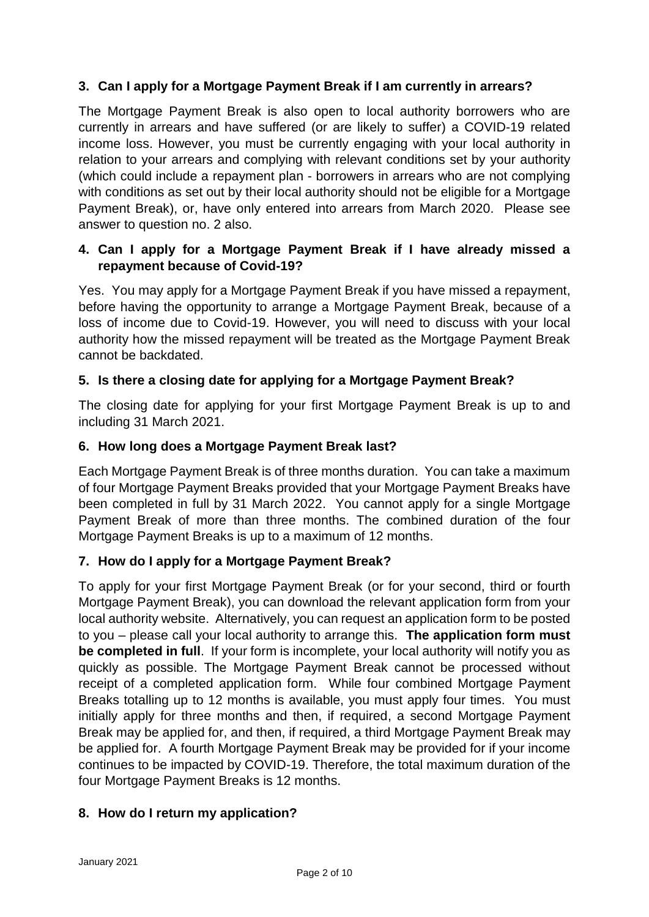### 3. Can I apply for a Mortgage Payment Break if I am currently in arrears?

The Mortgage Payment Break is also open to local authority borrowers who are currently in arrears and have suffered (or are likely to suffer) a COVID-19 related income loss. However, you must be currently engaging with your local authority in relation to your arrears and complying with relevant conditions set by your authority (which could include a repayment plan - borrowers in arrears who are not complying with conditions as set out by their local authority should not be eligible for a Mortgage Payment Break), or, have only entered into arrears from March 2020. Please see answer to question no. 2 also.

### 4. Can I apply for a Mortgage Payment Break if I have already missed a repayment because of Covid-19?

Yes. You may apply for a Mortgage Payment Break if you have missed a repayment, before having the opportunity to arrange a Mortgage Payment Break, because of a loss of income due to Covid-19. However, you will need to discuss with your local authority how the missed repayment will be treated as the Mortgage Payment Break cannot be backdated.

### 5. Is there a closing date for applying for a Mortgage Payment Break?

The closing date for applying for your first Mortgage Payment Break is up to and including 31 March 2021.

### 6. How long does a Mortgage Payment Break last?

Each Mortgage Payment Break is of three months duration. You can take a maximum of four Mortgage Payment Breaks provided that your Mortgage Payment Breaks have been completed in full by 31 March 2022. You cannot apply for a single Mortgage Payment Break of more than three months. The combined duration of the four Mortgage Payment Breaks is up to a maximum of 12 months.

### 7. How do I apply for a Mortgage Payment Break?

To apply for your first Mortgage Payment Break (or for your second, third or fourth Mortgage Payment Break), you can download the relevant application form from your local authority website. Alternatively, you can request an application form to be posted to you – please call your local authority to arrange this. **The application form must be completed in full**. If your form is incomplete, your local authority will notify you as quickly as possible. The Mortgage Payment Break cannot be processed without receipt of a completed application form. While four combined Mortgage Payment Breaks totalling up to 12 months is available, you must apply four times. You must initially apply for three months and then, if required, a second Mortgage Payment Break may be applied for, and then, if required, a third Mortgage Payment Break may be applied for. A fourth Mortgage Payment Break may be provided for if your income continues to be impacted by COVID-19. Therefore, the total maximum duration of the four Mortgage Payment Breaks is 12 months.

### 8. How do I return my application?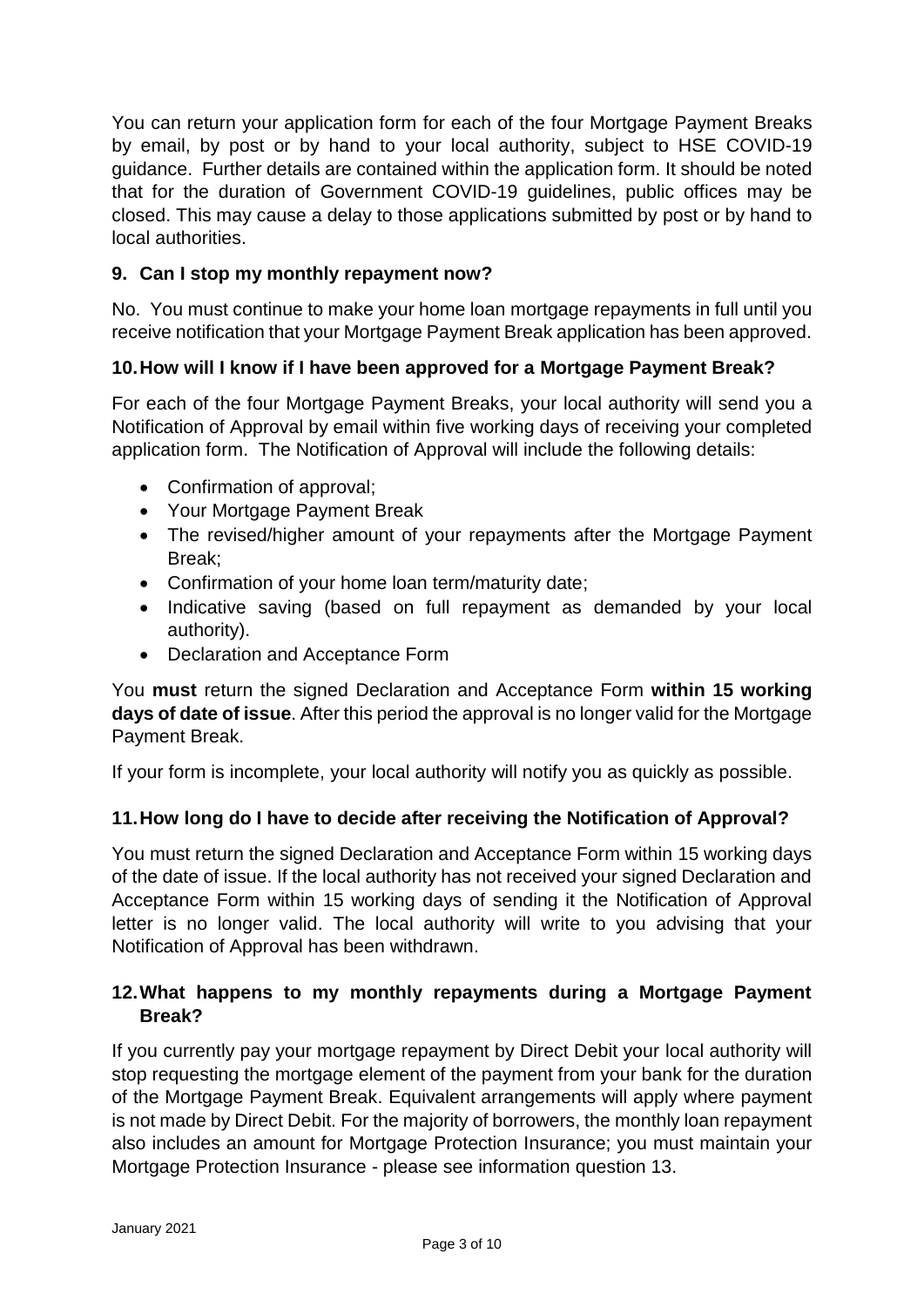You can return your application form for each of the four Mortgage Payment Breaks by email, by post or by hand to your local authority, subject to HSE COVID-19 guidance. Further details are contained within the application form. It should be noted that for the duration of Government COVID-19 guidelines, public offices may be closed. This may cause a delay to those applications submitted by post or by hand to local authorities.

### 9. Can I stop my monthly repayment now?

No. You must continue to make your home loan mortgage repayments in full until you receive notification that your Mortgage Payment Break application has been approved.

### 10. How will I know if I have been approved for a Mortgage Payment Break?

For each of the four Mortgage Payment Breaks, your local authority will send you a Notification of Approval by email within five working days of receiving your completed application form. The Notification of Approval will include the following details:

- Confirmation of approval;
- Your Mortgage Payment Break
- The revised/higher amount of your repayments after the Mortgage Payment Break;
- Confirmation of your home loan term/maturity date;
- Indicative saving (based on full repayment as demanded by your local authority).
- Declaration and Acceptance Form

You **must** return the signed Declaration and Acceptance Form **within 15 working days of date of issue**. After this period the approval is no longer valid for the Mortgage Payment Break.

If your form is incomplete, your local authority will notify you as quickly as possible.

### 11. How long do I have to decide after receiving the Notification of Approval?

You must return the signed Declaration and Acceptance Form within 15 working days of the date of issue. If the local authority has not received your signed Declaration and Acceptance Form within 15 working days of sending it the Notification of Approval letter is no longer valid. The local authority will write to you advising that your Notification of Approval has been withdrawn.

### 12. What happens to my monthly repayments during a Mortgage Payment Break?

If you currently pay your mortgage repayment by Direct Debit your local authority will stop requesting the mortgage element of the payment from your bank for the duration of the Mortgage Payment Break. Equivalent arrangements will apply where payment is not made by Direct Debit. For the majority of borrowers, the monthly loan repayment also includes an amount for Mortgage Protection Insurance; you must maintain your Mortgage Protection Insurance - please see information question 13.

January 2021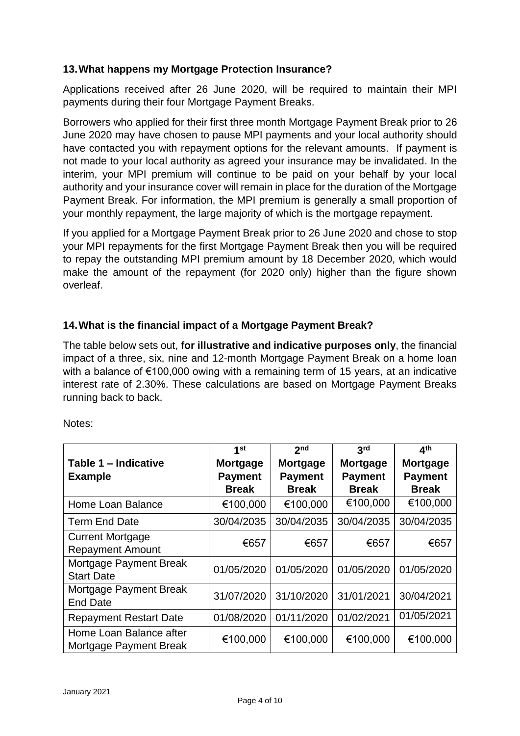## 13. What happens my Mortgage Protection Insurance?

Applications received after 26 June 2020, will be required to maintain their MPI payments during their four Mortgage Payment Breaks.

Borrowers who applied for their first three month Mortgage Payment Break prior to 26 June 2020 may have chosen to pause MPI payments and your local authority should have contacted you with repayment options for the relevant amounts. If payment is not made to your local authority as agreed your insurance may be invalidated. In the interim, your MPI premium will continue to be paid on your behalf by your local authority and your insurance cover will remain in place for the duration of the Mortgage Payment Break. For information, the MPI premium is generally a small proportion of your monthly repayment, the large majority of which is the mortgage repayment.

If you applied for a Mortgage Payment Break prior to 26 June 2020 and chose to stop your MPI repayments for the first Mortgage Payment Break then you will be required to repay the outstanding MPI premium amount by 18 December 2020, which would make the amount of the repayment (for 2020 only) higher than the figure shown overleaf.

## 14. What is the financial impact of a Mortgage Payment Break?

The table below sets out, **for illustrative and indicative purposes only**, the financial impact of a three, six, nine and 12-month Mortgage Payment Break on a home loan with a balance of €100,000 owing with a remaining term of 15 years, at an indicative interest rate of 2.30%. These calculations are based on Mortgage Payment Breaks running back to back.

Notes:

| Table 1 – Indicative Example | 1st Mortgage Payment Break | 2nd Mortgage Payment Break | 3rd Mortgage Payment Break | 4th Mortgage Payment Break |
|---|---|---|---|---|
| Home Loan Balance | €100,000 | €100,000 | €100,000 | €100,000 |
| Term End Date | 30/04/2035 | 30/04/2035 | 30/04/2035 | 30/04/2035 |
| Current Mortgage Repayment Amount | €657 | €657 | €657 | €657 |
| Mortgage Payment Break Start Date | 01/05/2020 | 01/05/2020 | 01/05/2020 | 01/05/2020 |
| Mortgage Payment Break End Date | 31/07/2020 | 31/10/2020 | 31/01/2021 | 30/04/2021 |
| Repayment Restart Date | 01/08/2020 | 01/11/2020 | 01/02/2021 | 01/05/2021 |
| Home Loan Balance after Mortgage Payment Break | €100,000 | €100,000 | €100,000 | €100,000 |

January 2021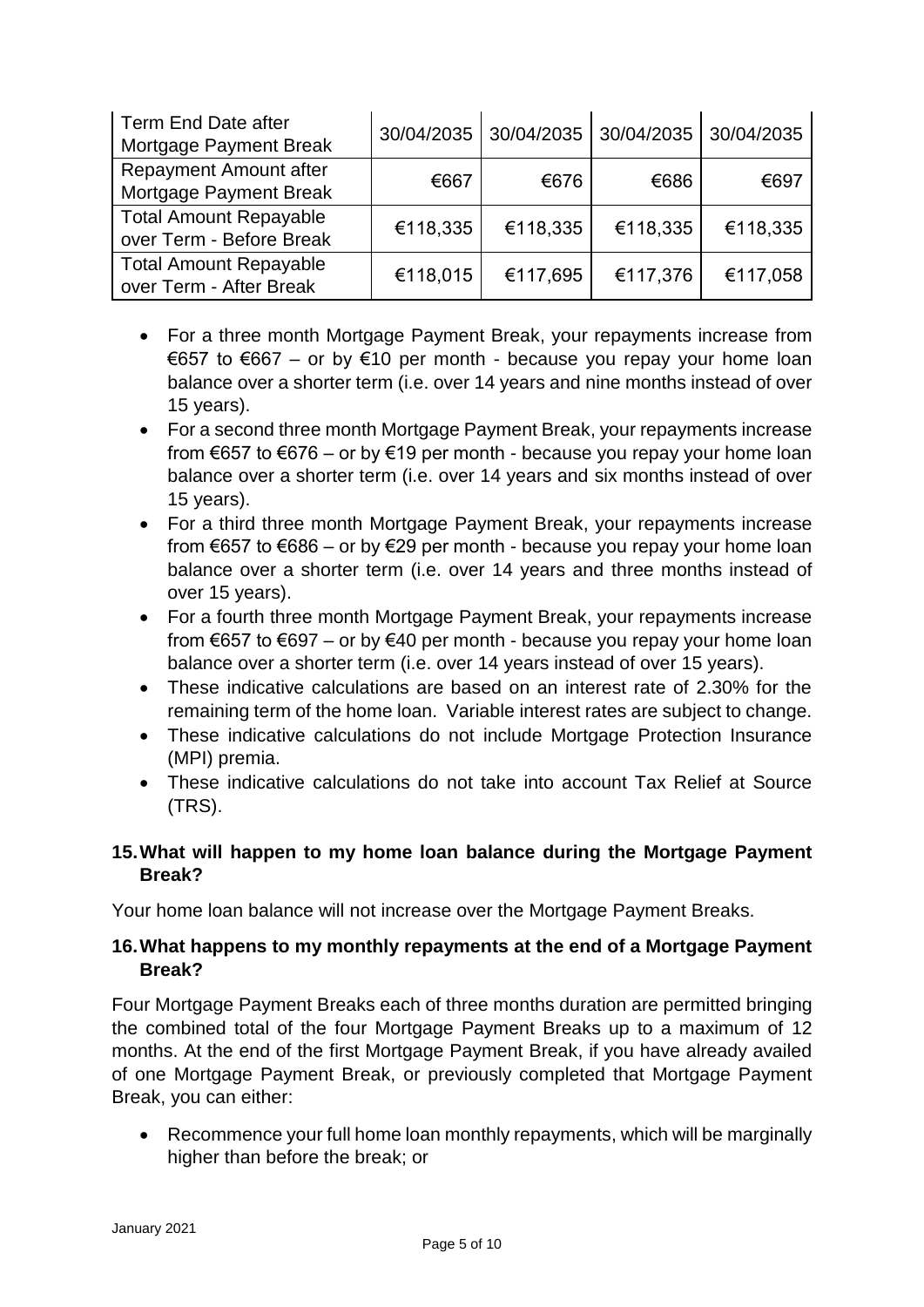| Term End Date after Mortgage Payment Break | 30/04/2035 | 30/04/2035 | 30/04/2035 | 30/04/2035 |
|---|---|---|---|---|
| Repayment Amount after Mortgage Payment Break | €667 | €676 | €686 | €697 |
| Total Amount Repayable over Term - Before Break | €118,335 | €118,335 | €118,335 | €118,335 |
| Total Amount Repayable over Term - After Break | €118,015 | €117,695 | €117,376 | €117,058 |

- For a three month Mortgage Payment Break, your repayments increase from €657 to €667 – or by €10 per month - because you repay your home loan balance over a shorter term (i.e. over 14 years and nine months instead of over 15 years).
- For a second three month Mortgage Payment Break, your repayments increase from €657 to €676 – or by €19 per month - because you repay your home loan balance over a shorter term (i.e. over 14 years and six months instead of over 15 years).
- For a third three month Mortgage Payment Break, your repayments increase from €657 to €686 – or by €29 per month - because you repay your home loan balance over a shorter term (i.e. over 14 years and three months instead of over 15 years).
- For a fourth three month Mortgage Payment Break, your repayments increase from €657 to €697 – or by €40 per month - because you repay your home loan balance over a shorter term (i.e. over 14 years instead of over 15 years).
- These indicative calculations are based on an interest rate of 2.30% for the remaining term of the home loan. Variable interest rates are subject to change.
- These indicative calculations do not include Mortgage Protection Insurance (MPI) premia.
- These indicative calculations do not take into account Tax Relief at Source (TRS).

## 15. What will happen to my home loan balance during the Mortgage Payment Break?

Your home loan balance will not increase over the Mortgage Payment Breaks.

## 16. What happens to my monthly repayments at the end of a Mortgage Payment Break?

Four Mortgage Payment Breaks each of three months duration are permitted bringing the combined total of the four Mortgage Payment Breaks up to a maximum of 12 months. At the end of the first Mortgage Payment Break, if you have already availed of one Mortgage Payment Break, or previously completed that Mortgage Payment Break, you can either:

- Recommence your full home loan monthly repayments, which will be marginally higher than before the break; or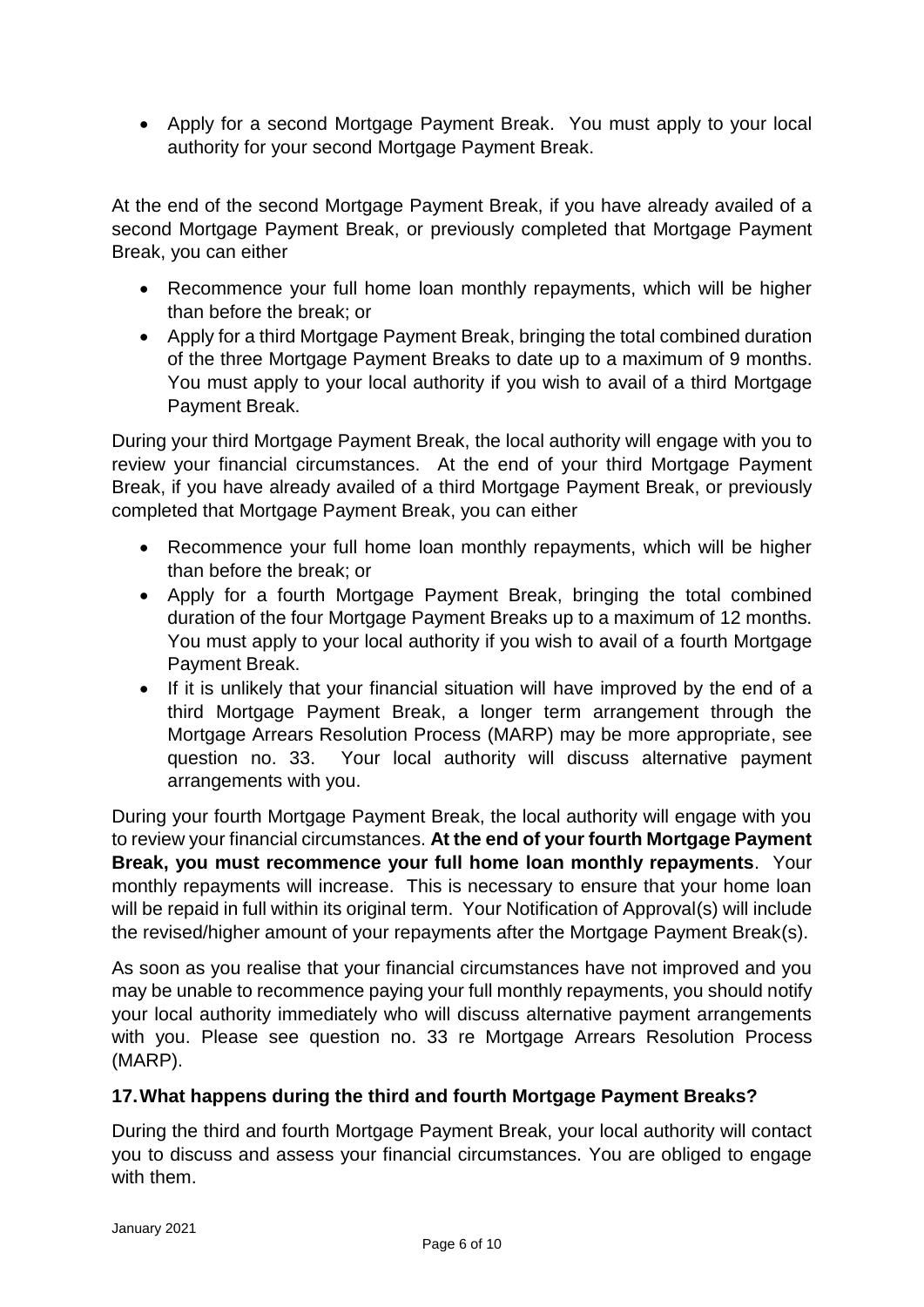- Apply for a second Mortgage Payment Break. You must apply to your local authority for your second Mortgage Payment Break.

At the end of the second Mortgage Payment Break, if you have already availed of a second Mortgage Payment Break, or previously completed that Mortgage Payment Break, you can either

- Recommence your full home loan monthly repayments, which will be higher than before the break; or
- Apply for a third Mortgage Payment Break, bringing the total combined duration of the three Mortgage Payment Breaks to date up to a maximum of 9 months. You must apply to your local authority if you wish to avail of a third Mortgage Payment Break.

During your third Mortgage Payment Break, the local authority will engage with you to review your financial circumstances. At the end of your third Mortgage Payment Break, if you have already availed of a third Mortgage Payment Break, or previously completed that Mortgage Payment Break, you can either

- Recommence your full home loan monthly repayments, which will be higher than before the break; or
- Apply for a fourth Mortgage Payment Break, bringing the total combined duration of the four Mortgage Payment Breaks up to a maximum of 12 months. You must apply to your local authority if you wish to avail of a fourth Mortgage Payment Break.
- If it is unlikely that your financial situation will have improved by the end of a third Mortgage Payment Break, a longer term arrangement through the Mortgage Arrears Resolution Process (MARP) may be more appropriate, see question no. 33. Your local authority will discuss alternative payment arrangements with you.

During your fourth Mortgage Payment Break, the local authority will engage with you to review your financial circumstances. **At the end of your fourth Mortgage Payment Break, you must recommence your full home loan monthly repayments**. Your monthly repayments will increase. This is necessary to ensure that your home loan will be repaid in full within its original term. Your Notification of Approval(s) will include the revised/higher amount of your repayments after the Mortgage Payment Break(s).

As soon as you realise that your financial circumstances have not improved and you may be unable to recommence paying your full monthly repayments, you should notify your local authority immediately who will discuss alternative payment arrangements with you. Please see question no. 33 re Mortgage Arrears Resolution Process (MARP).

**17. What happens during the third and fourth Mortgage Payment Breaks?**

During the third and fourth Mortgage Payment Break, your local authority will contact you to discuss and assess your financial circumstances. You are obliged to engage with them.

January 2021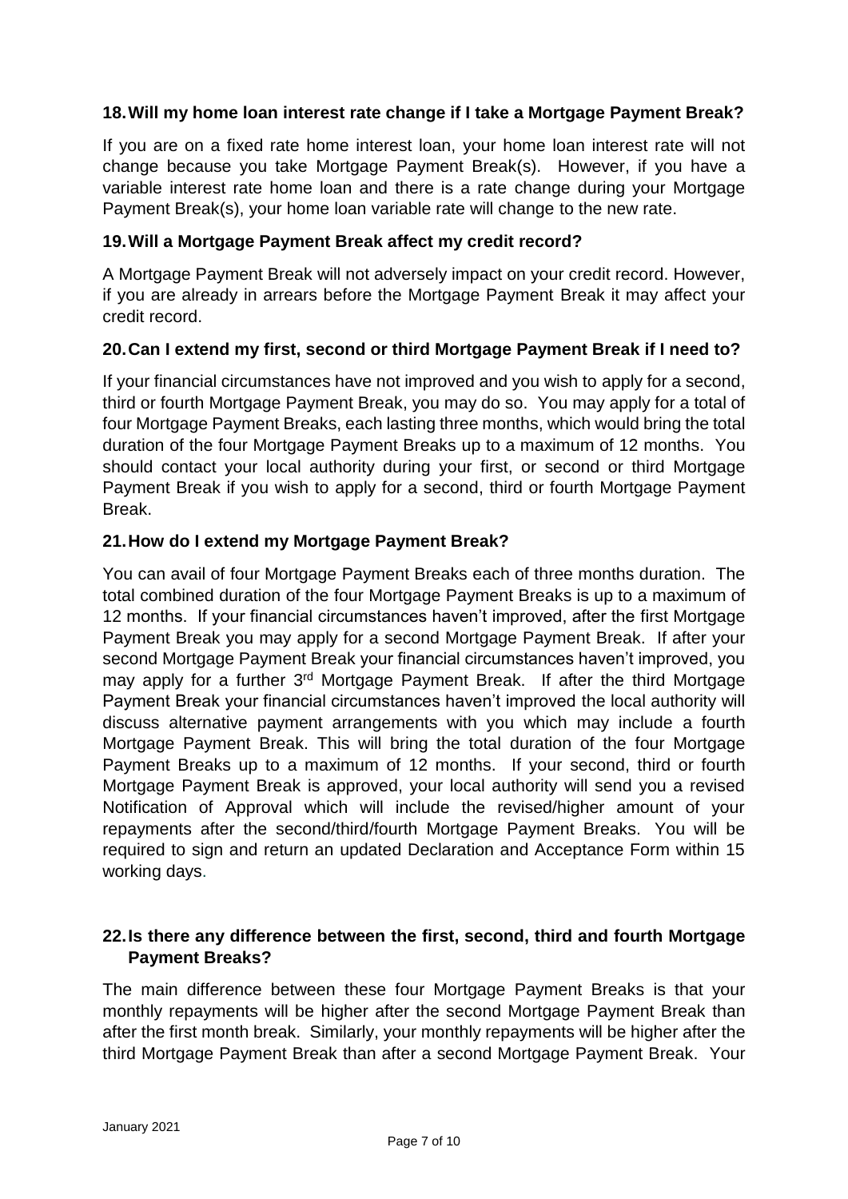## 18. Will my home loan interest rate change if I take a Mortgage Payment Break?

If you are on a fixed rate home interest loan, your home loan interest rate will not change because you take Mortgage Payment Break(s). However, if you have a variable interest rate home loan and there is a rate change during your Mortgage Payment Break(s), your home loan variable rate will change to the new rate.

## 19. Will a Mortgage Payment Break affect my credit record?

A Mortgage Payment Break will not adversely impact on your credit record. However, if you are already in arrears before the Mortgage Payment Break it may affect your credit record.

## 20. Can I extend my first, second or third Mortgage Payment Break if I need to?

If your financial circumstances have not improved and you wish to apply for a second, third or fourth Mortgage Payment Break, you may do so. You may apply for a total of four Mortgage Payment Breaks, each lasting three months, which would bring the total duration of the four Mortgage Payment Breaks up to a maximum of 12 months. You should contact your local authority during your first, or second or third Mortgage Payment Break if you wish to apply for a second, third or fourth Mortgage Payment Break.

## 21. How do I extend my Mortgage Payment Break?

You can avail of four Mortgage Payment Breaks each of three months duration. The total combined duration of the four Mortgage Payment Breaks is up to a maximum of 12 months. If your financial circumstances haven't improved, after the first Mortgage Payment Break you may apply for a second Mortgage Payment Break. If after your second Mortgage Payment Break your financial circumstances haven't improved, you may apply for a further 3rd Mortgage Payment Break. If after the third Mortgage Payment Break your financial circumstances haven't improved the local authority will discuss alternative payment arrangements with you which may include a fourth Mortgage Payment Break. This will bring the total duration of the four Mortgage Payment Breaks up to a maximum of 12 months. If your second, third or fourth Mortgage Payment Break is approved, your local authority will send you a revised Notification of Approval which will include the revised/higher amount of your repayments after the second/third/fourth Mortgage Payment Breaks. You will be required to sign and return an updated Declaration and Acceptance Form within 15 working days.

## 22. Is there any difference between the first, second, third and fourth Mortgage Payment Breaks?

The main difference between these four Mortgage Payment Breaks is that your monthly repayments will be higher after the second Mortgage Payment Break than after the first month break. Similarly, your monthly repayments will be higher after the third Mortgage Payment Break than after a second Mortgage Payment Break. Your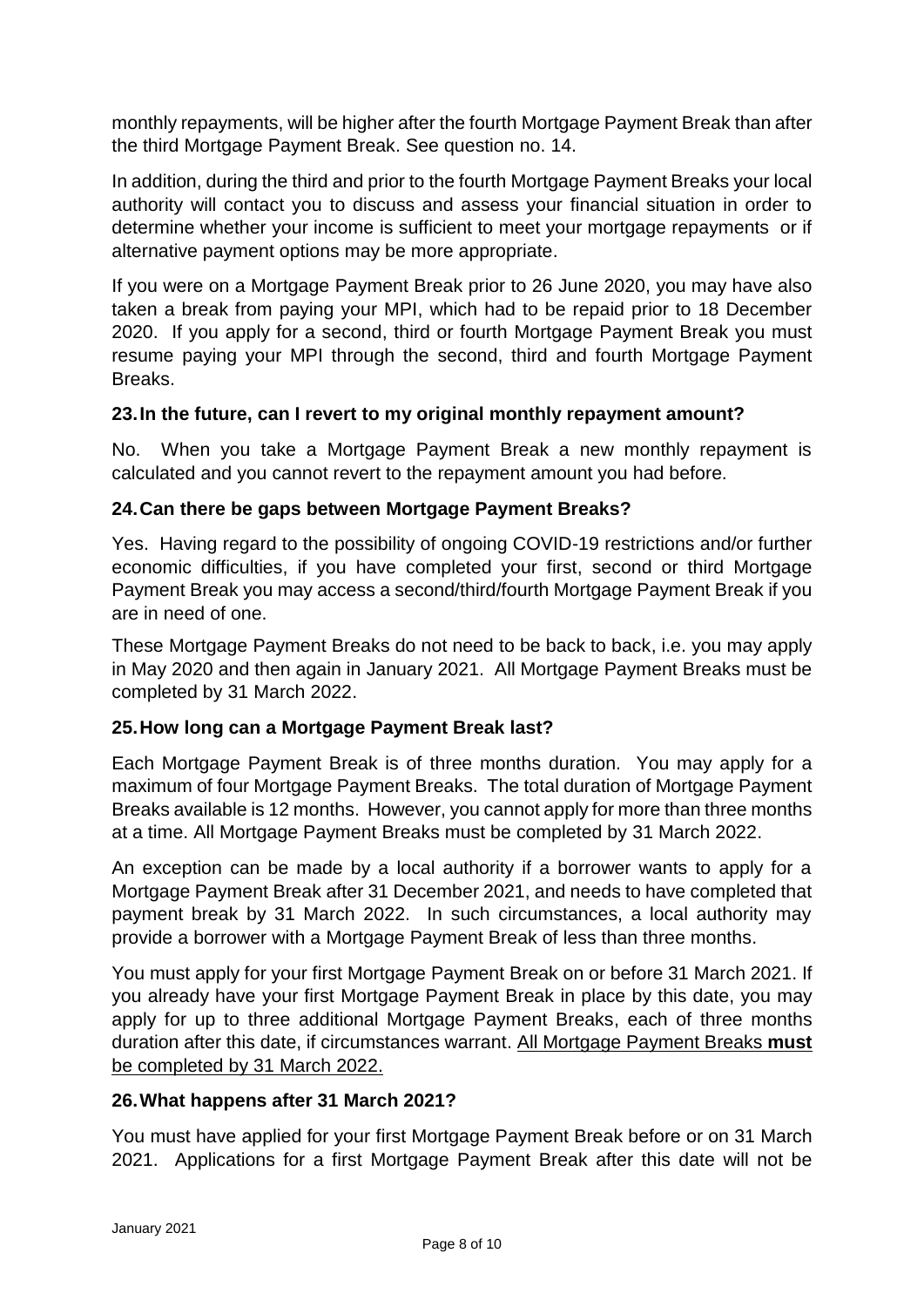monthly repayments, will be higher after the fourth Mortgage Payment Break than after the third Mortgage Payment Break. See question no. 14.

In addition, during the third and prior to the fourth Mortgage Payment Breaks your local authority will contact you to discuss and assess your financial situation in order to determine whether your income is sufficient to meet your mortgage repayments or if alternative payment options may be more appropriate.

If you were on a Mortgage Payment Break prior to 26 June 2020, you may have also taken a break from paying your MPI, which had to be repaid prior to 18 December 2020. If you apply for a second, third or fourth Mortgage Payment Break you must resume paying your MPI through the second, third and fourth Mortgage Payment Breaks.

### 23. In the future, can I revert to my original monthly repayment amount?

No. When you take a Mortgage Payment Break a new monthly repayment is calculated and you cannot revert to the repayment amount you had before.

### 24. Can there be gaps between Mortgage Payment Breaks?

Yes. Having regard to the possibility of ongoing COVID-19 restrictions and/or further economic difficulties, if you have completed your first, second or third Mortgage Payment Break you may access a second/third/fourth Mortgage Payment Break if you are in need of one.

These Mortgage Payment Breaks do not need to be back to back, i.e. you may apply in May 2020 and then again in January 2021. All Mortgage Payment Breaks must be completed by 31 March 2022.

### 25. How long can a Mortgage Payment Break last?

Each Mortgage Payment Break is of three months duration. You may apply for a maximum of four Mortgage Payment Breaks. The total duration of Mortgage Payment Breaks available is 12 months. However, you cannot apply for more than three months at a time. All Mortgage Payment Breaks must be completed by 31 March 2022.

An exception can be made by a local authority if a borrower wants to apply for a Mortgage Payment Break after 31 December 2021, and needs to have completed that payment break by 31 March 2022. In such circumstances, a local authority may provide a borrower with a Mortgage Payment Break of less than three months.

You must apply for your first Mortgage Payment Break on or before 31 March 2021. If you already have your first Mortgage Payment Break in place by this date, you may apply for up to three additional Mortgage Payment Breaks, each of three months duration after this date, if circumstances warrant. <u>All Mortgage Payment Breaks **must** be completed by 31 March 2022.</u>

### 26. What happens after 31 March 2021?

You must have applied for your first Mortgage Payment Break before or on 31 March 2021. Applications for a first Mortgage Payment Break after this date will not be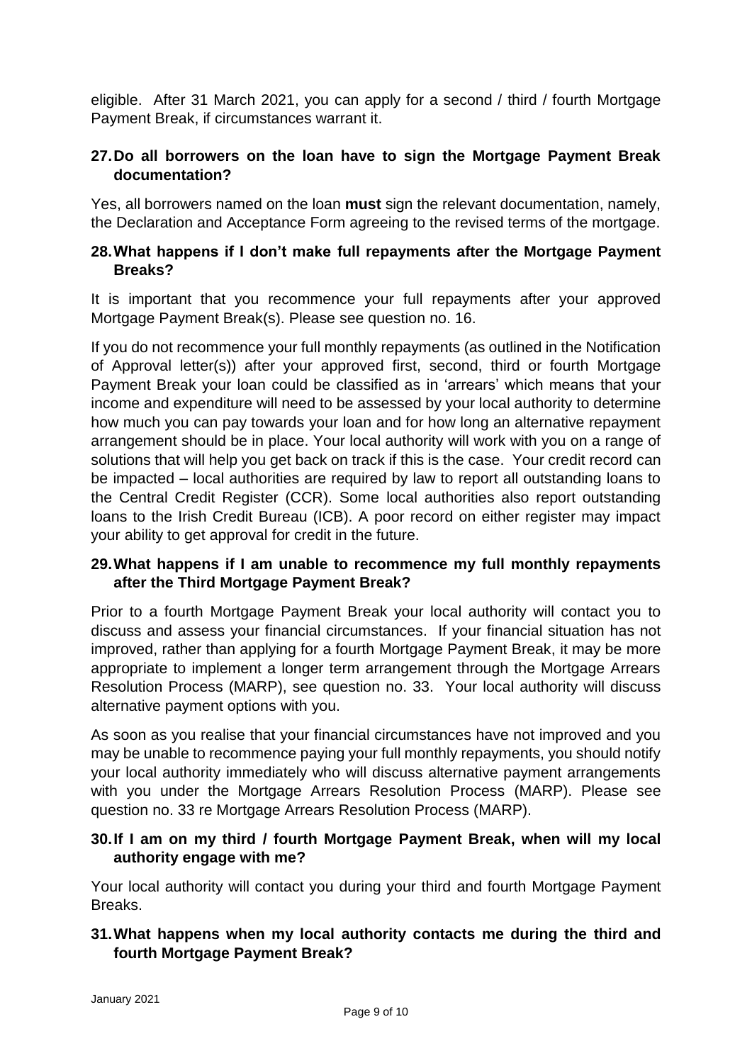eligible. After 31 March 2021, you can apply for a second / third / fourth Mortgage Payment Break, if circumstances warrant it.

### 27. Do all borrowers on the loan have to sign the Mortgage Payment Break documentation?

Yes, all borrowers named on the loan **must** sign the relevant documentation, namely, the Declaration and Acceptance Form agreeing to the revised terms of the mortgage.

### 28. What happens if I don't make full repayments after the Mortgage Payment Breaks?

It is important that you recommence your full repayments after your approved Mortgage Payment Break(s). Please see question no. 16.

If you do not recommence your full monthly repayments (as outlined in the Notification of Approval letter(s)) after your approved first, second, third or fourth Mortgage Payment Break your loan could be classified as in 'arrears' which means that your income and expenditure will need to be assessed by your local authority to determine how much you can pay towards your loan and for how long an alternative repayment arrangement should be in place. Your local authority will work with you on a range of solutions that will help you get back on track if this is the case. Your credit record can be impacted – local authorities are required by law to report all outstanding loans to the Central Credit Register (CCR). Some local authorities also report outstanding loans to the Irish Credit Bureau (ICB). A poor record on either register may impact your ability to get approval for credit in the future.

### 29. What happens if I am unable to recommence my full monthly repayments after the Third Mortgage Payment Break?

Prior to a fourth Mortgage Payment Break your local authority will contact you to discuss and assess your financial circumstances. If your financial situation has not improved, rather than applying for a fourth Mortgage Payment Break, it may be more appropriate to implement a longer term arrangement through the Mortgage Arrears Resolution Process (MARP), see question no. 33. Your local authority will discuss alternative payment options with you.

As soon as you realise that your financial circumstances have not improved and you may be unable to recommence paying your full monthly repayments, you should notify your local authority immediately who will discuss alternative payment arrangements with you under the Mortgage Arrears Resolution Process (MARP). Please see question no. 33 re Mortgage Arrears Resolution Process (MARP).

### 30. If I am on my third / fourth Mortgage Payment Break, when will my local authority engage with me?

Your local authority will contact you during your third and fourth Mortgage Payment Breaks.

### 31. What happens when my local authority contacts me during the third and fourth Mortgage Payment Break?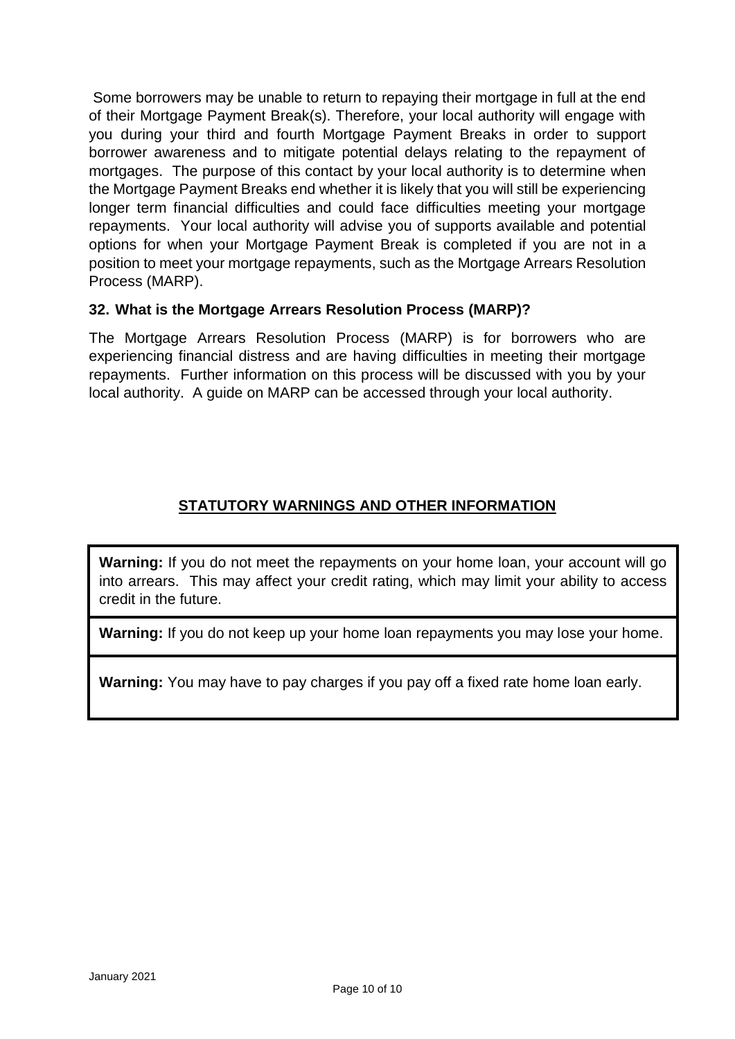Some borrowers may be unable to return to repaying their mortgage in full at the end of their Mortgage Payment Break(s). Therefore, your local authority will engage with you during your third and fourth Mortgage Payment Breaks in order to support borrower awareness and to mitigate potential delays relating to the repayment of mortgages. The purpose of this contact by your local authority is to determine when the Mortgage Payment Breaks end whether it is likely that you will still be experiencing longer term financial difficulties and could face difficulties meeting your mortgage repayments. Your local authority will advise you of supports available and potential options for when your Mortgage Payment Break is completed if you are not in a position to meet your mortgage repayments, such as the Mortgage Arrears Resolution Process (MARP).

### 32. What is the Mortgage Arrears Resolution Process (MARP)?

The Mortgage Arrears Resolution Process (MARP) is for borrowers who are experiencing financial distress and are having difficulties in meeting their mortgage repayments. Further information on this process will be discussed with you by your local authority. A guide on MARP can be accessed through your local authority.

## STATUTORY WARNINGS AND OTHER INFORMATION

**Warning:** If you do not meet the repayments on your home loan, your account will go into arrears. This may affect your credit rating, which may limit your ability to access credit in the future.

**Warning:** If you do not keep up your home loan repayments you may lose your home.

**Warning:** You may have to pay charges if you pay off a fixed rate home loan early.

January 2021